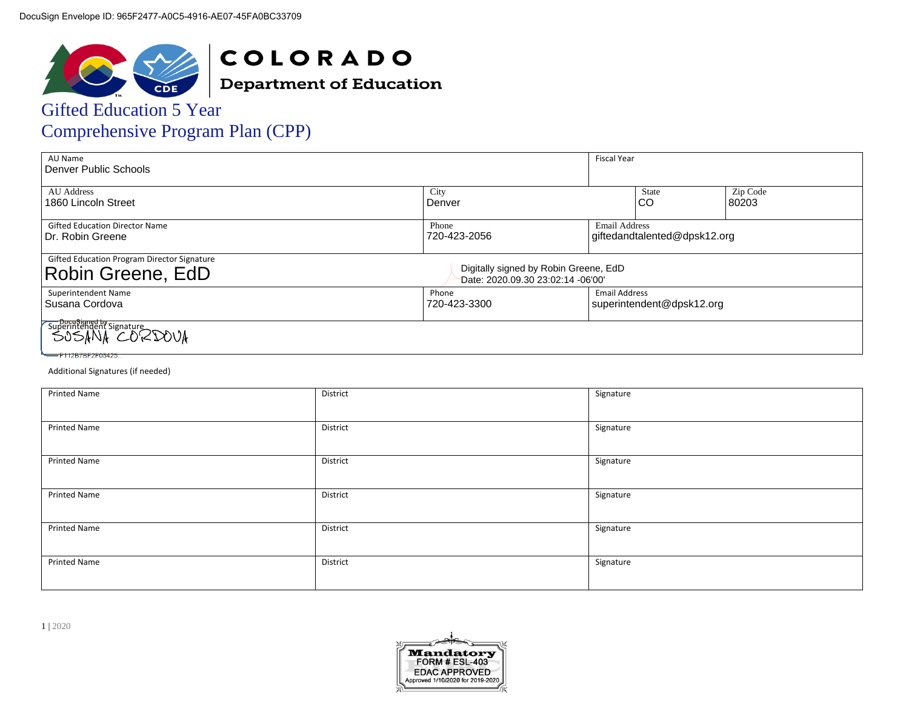DocuSign Envelope ID: 965F2477-A0C5-4916-AE07-45FA0BC33709

COLORADO
Department of Education

# Gifted Education 5 Year Comprehensive Program Plan (CPP)

| AU Name<br>Denver Public Schools | | | Fiscal Year | |
|---|---|---|---|---|
| AU Address<br>1860 Lincoln Street | City<br>Denver | | State<br>CO | Zip Code<br>80203 |
| Gifted Education Director Name<br>Dr. Robin Greene | Phone<br>720-423-2056 | Email Address<br>giftedandtalented@dpsk12.org | | |
| Gifted Education Program Director Signature<br>Robin Greene, EdD | Digitally signed by Robin Greene, EdD<br>Date: 2020.09.30 23:02:14 -06'00' | | | |
| Superintendent Name<br>Susana Cordova | Phone<br>720-423-3300 | Email Address<br>superintendent@dpsk12.org | | |
| Superintendent Signature<br>DocuSigned by: SUSANA CORDOVA<br>F112B7BF2F05425... | | | | |

Additional Signatures (if needed)

| Printed Name | District | Signature |
|---|---|---|
| Printed Name | District | Signature |
| Printed Name | District | Signature |
| Printed Name | District | Signature |
| Printed Name | District | Signature |
| Printed Name | District | Signature |

Mandatory
FORM # ESL-403
EDAC APPROVED
Approved 1/10/2020 for 2019-2020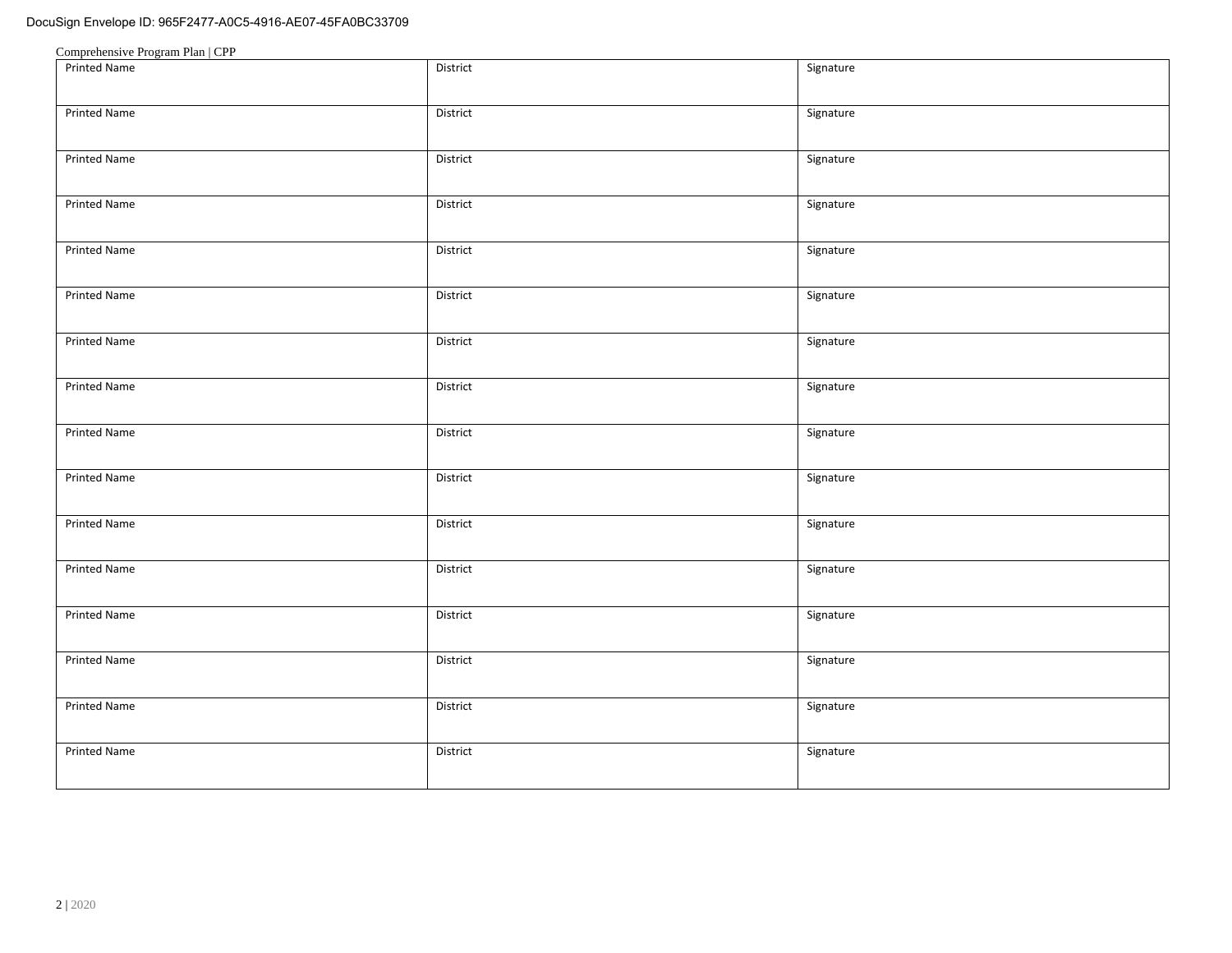| Printed Name | District | Signature |
| --- | --- | --- |
| Printed Name | District | Signature |
| Printed Name | District | Signature |
| Printed Name | District | Signature |
| Printed Name | District | Signature |
| Printed Name | District | Signature |
| Printed Name | District | Signature |
| Printed Name | District | Signature |
| Printed Name | District | Signature |
| Printed Name | District | Signature |
| Printed Name | District | Signature |
| Printed Name | District | Signature |
| Printed Name | District | Signature |
| Printed Name | District | Signature |
| Printed Name | District | Signature |
| Printed Name | District | Signature |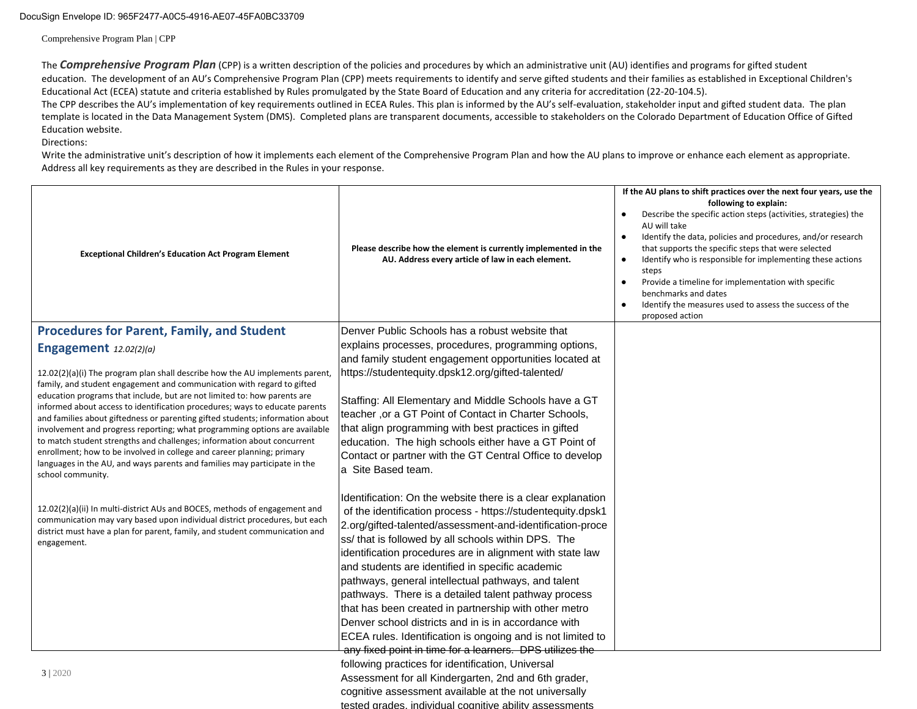Comprehensive Program Plan | CPP

The ***Comprehensive Program Plan*** (CPP) is a written description of the policies and procedures by which an administrative unit (AU) identifies and programs for gifted student education. The development of an AU's Comprehensive Program Plan (CPP) meets requirements to identify and serve gifted students and their families as established in Exceptional Children's Educational Act (ECEA) statute and criteria established by Rules promulgated by the State Board of Education and any criteria for accreditation (22-20-104.5).
The CPP describes the AU's implementation of key requirements outlined in ECEA Rules. This plan is informed by the AU's self-evaluation, stakeholder input and gifted student data. The plan template is located in the Data Management System (DMS). Completed plans are transparent documents, accessible to stakeholders on the Colorado Department of Education Office of Gifted Education website.
Directions:
Write the administrative unit's description of how it implements each element of the Comprehensive Program Plan and how the AU plans to improve or enhance each element as appropriate. Address all key requirements as they are described in the Rules in your response.

| **Exceptional Children's Education Act Program Element** | **Please describe how the element is currently implemented in the AU. Address every article of law in each element.** | **If the AU plans to shift practices over the next four years, use the following to explain:**<br>• Describe the specific action steps (activities, strategies) the AU will take<br>• Identify the data, policies and procedures, and/or research that supports the specific steps that were selected<br>• Identify who is responsible for implementing these actions steps<br>• Provide a timeline for implementation with specific benchmarks and dates<br>• Identify the measures used to assess the success of the proposed action |
| --- | --- | --- |
| **Procedures for Parent, Family, and Student Engagement** *12.02(2)(a)*<br><br>12.02(2)(a)(i) The program plan shall describe how the AU implements parent, family, and student engagement and communication with regard to gifted education programs that include, but are not limited to: how parents are informed about access to identification procedures; ways to educate parents and families about giftedness or parenting gifted students; information about involvement and progress reporting; what programming options are available to match student strengths and challenges; information about concurrent enrollment; how to be involved in college and career planning; primary languages in the AU, and ways parents and families may participate in the school community.<br><br>12.02(2)(a)(ii) In multi-district AUs and BOCES, methods of engagement and communication may vary based upon individual district procedures, but each district must have a plan for parent, family, and student communication and engagement. | Denver Public Schools has a robust website that explains processes, procedures, programming options, and family student engagement opportunities located at https://studentequity.dpsk12.org/gifted-talented/<br><br>Staffing: All Elementary and Middle Schools have a GT teacher ,or a GT Point of Contact in Charter Schools, that align programming with best practices in gifted education. The high schools either have a GT Point of Contact or partner with the GT Central Office to develop a Site Based team.<br><br>Identification: On the website there is a clear explanation of the identification process - https://studentequity.dpsk12.org/gifted-talented/assessment-and-identification-process/ that is followed by all schools within DPS. The identification procedures are in alignment with state law and students are identified in specific academic pathways, general intellectual pathways, and talent pathways. There is a detailed talent pathway process that has been created in partnership with other metro Denver school districts and in is in accordance with ECEA rules. Identification is ongoing and is not limited to any fixed point in time for a learners. DPS utilizes the following practices for identification, Universal Assessment for all Kindergarten, 2nd and 6th grader, cognitive assessment available at the not universally tested grades, individual cognitive ability assessments | |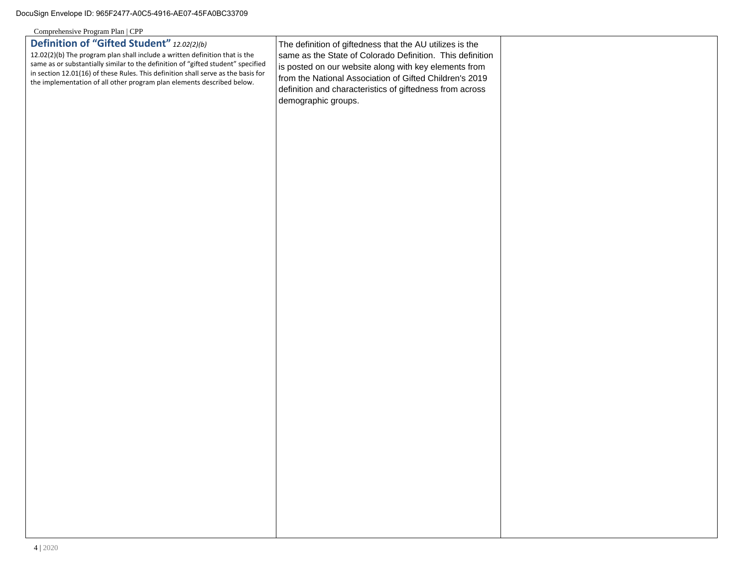| **Definition of "Gifted Student"** *12.02(2)(b)*<br>12.02(2)(b) The program plan shall include a written definition that is the same as or substantially similar to the definition of "gifted student" specified in section 12.01(16) of these Rules. This definition shall serve as the basis for the implementation of all other program plan elements described below. | The definition of giftedness that the AU utilizes is the same as the State of Colorado Definition. This definition is posted on our website along with key elements from from the National Association of Gifted Children's 2019 definition and characteristics of giftedness from across demographic groups. | |
|---|---|---|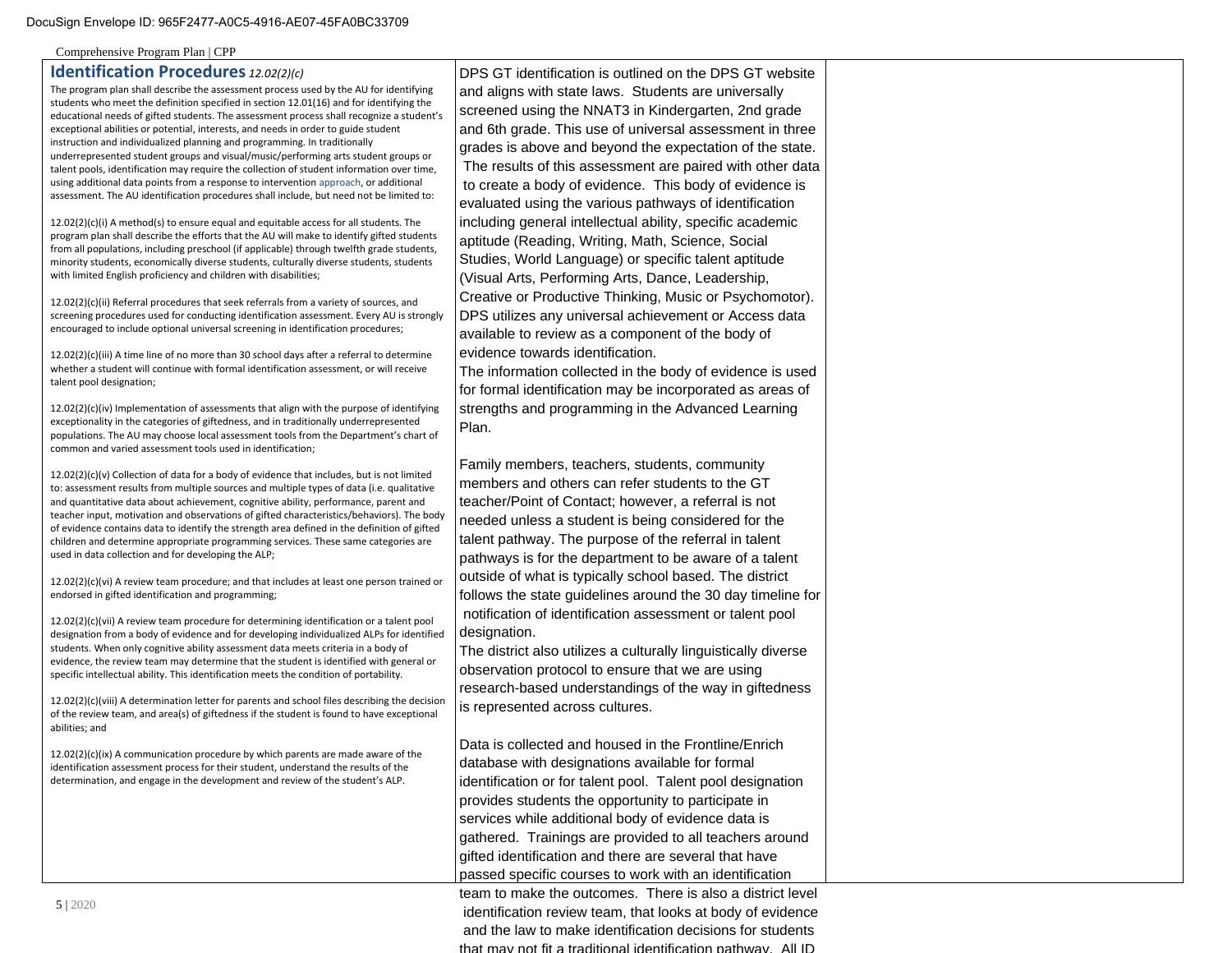## Identification Procedures *12.02(2)(c)*

The program plan shall describe the assessment process used by the AU for identifying students who meet the definition specified in section 12.01(16) and for identifying the educational needs of gifted students. The assessment process shall recognize a student's exceptional abilities or potential, interests, and needs in order to guide student instruction and individualized planning and programming. In traditionally underrepresented student groups and visual/music/performing arts student groups or talent pools, identification may require the collection of student information over time, using additional data points from a response to intervention approach, or additional assessment. The AU identification procedures shall include, but need not be limited to:

12.02(2)(c)(i) A method(s) to ensure equal and equitable access for all students. The program plan shall describe the efforts that the AU will make to identify gifted students from all populations, including preschool (if applicable) through twelfth grade students, minority students, economically diverse students, culturally diverse students, students with limited English proficiency and children with disabilities;

12.02(2)(c)(ii) Referral procedures that seek referrals from a variety of sources, and screening procedures used for conducting identification assessment. Every AU is strongly encouraged to include optional universal screening in identification procedures;

12.02(2)(c)(iii) A time line of no more than 30 school days after a referral to determine whether a student will continue with formal identification assessment, or will receive talent pool designation;

12.02(2)(c)(iv) Implementation of assessments that align with the purpose of identifying exceptionality in the categories of giftedness, and in traditionally underrepresented populations. The AU may choose local assessment tools from the Department's chart of common and varied assessment tools used in identification;

12.02(2)(c)(v) Collection of data for a body of evidence that includes, but is not limited to: assessment results from multiple sources and multiple types of data (i.e. qualitative and quantitative data about achievement, cognitive ability, performance, parent and teacher input, motivation and observations of gifted characteristics/behaviors). The body of evidence contains data to identify the strength area defined in the definition of gifted children and determine appropriate programming services. These same categories are used in data collection and for developing the ALP;

12.02(2)(c)(vi) A review team procedure; and that includes at least one person trained or endorsed in gifted identification and programming;

12.02(2)(c)(vii) A review team procedure for determining identification or a talent pool designation from a body of evidence and for developing individualized ALPs for identified students. When only cognitive ability assessment data meets criteria in a body of evidence, the review team may determine that the student is identified with general or specific intellectual ability. This identification meets the condition of portability.

12.02(2)(c)(viii) A determination letter for parents and school files describing the decision of the review team, and area(s) of giftedness if the student is found to have exceptional abilities; and

12.02(2)(c)(ix) A communication procedure by which parents are made aware of the identification assessment process for their student, understand the results of the determination, and engage in the development and review of the student's ALP.

DPS GT identification is outlined on the DPS GT website and aligns with state laws. Students are universally screened using the NNAT3 in Kindergarten, 2nd grade and 6th grade. This use of universal assessment in three grades is above and beyond the expectation of the state. The results of this assessment are paired with other data to create a body of evidence. This body of evidence is evaluated using the various pathways of identification including general intellectual ability, specific academic aptitude (Reading, Writing, Math, Science, Social Studies, World Language) or specific talent aptitude (Visual Arts, Performing Arts, Dance, Leadership, Creative or Productive Thinking, Music or Psychomotor). DPS utilizes any universal achievement or Access data available to review as a component of the body of evidence towards identification.
The information collected in the body of evidence is used for formal identification may be incorporated as areas of strengths and programming in the Advanced Learning Plan.

Family members, teachers, students, community members and others can refer students to the GT teacher/Point of Contact; however, a referral is not needed unless a student is being considered for the talent pathway. The purpose of the referral in talent pathways is for the department to be aware of a talent outside of what is typically school based. The district follows the state guidelines around the 30 day timeline for notification of identification assessment or talent pool designation.
The district also utilizes a culturally linguistically diverse observation protocol to ensure that we are using research-based understandings of the way in giftedness is represented across cultures.

Data is collected and housed in the Frontline/Enrich database with designations available for formal identification or for talent pool. Talent pool designation provides students the opportunity to participate in services while additional body of evidence data is gathered. Trainings are provided to all teachers around gifted identification and there are several that have passed specific courses to work with an identification team to make the outcomes. There is also a district level identification review team, that looks at body of evidence and the law to make identification decisions for students that may not fit a traditional identification pathway. All ID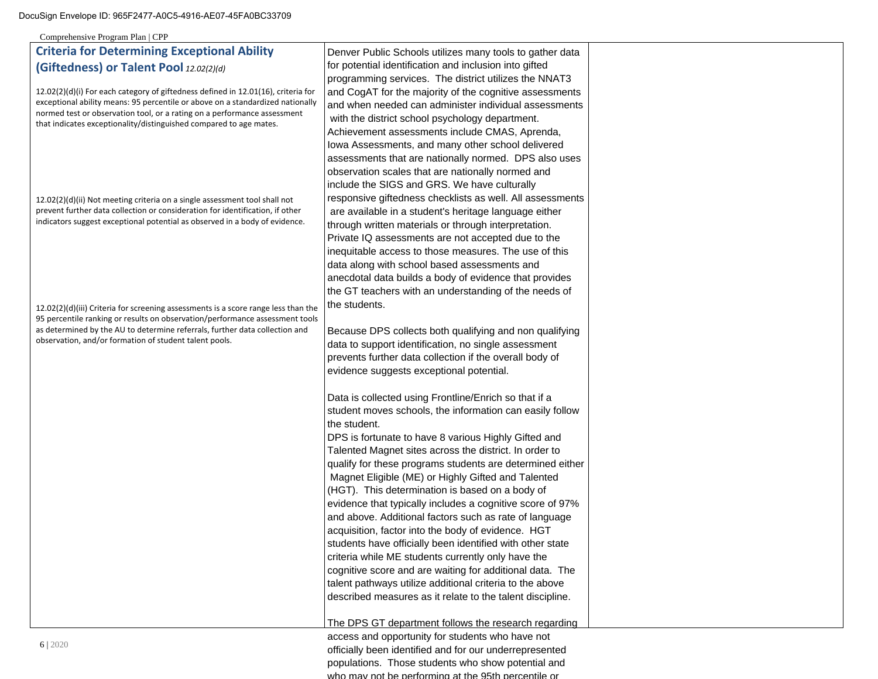## Criteria for Determining Exceptional Ability (Giftedness) or Talent Pool *12.02(2)(d)*

| | | |
|---|---|---|
| 12.02(2)(d)(i) For each category of giftedness defined in 12.01(16), criteria for exceptional ability means: 95 percentile or above on a standardized nationally normed test or observation tool, or a rating on a performance assessment that indicates exceptionality/distinguished compared to age mates.<br><br>12.02(2)(d)(ii) Not meeting criteria on a single assessment tool shall not prevent further data collection or consideration for identification, if other indicators suggest exceptional potential as observed in a body of evidence.<br><br>12.02(2)(d)(iii) Criteria for screening assessments is a score range less than the 95 percentile ranking or results on observation/performance assessment tools as determined by the AU to determine referrals, further data collection and observation, and/or formation of student talent pools. | Denver Public Schools utilizes many tools to gather data for potential identification and inclusion into gifted programming services. The district utilizes the NNAT3 and CogAT for the majority of the cognitive assessments and when needed can administer individual assessments with the district school psychology department. Achievement assessments include CMAS, Aprenda, Iowa Assessments, and many other school delivered assessments that are nationally normed. DPS also uses observation scales that are nationally normed and include the SIGS and GRS. We have culturally responsive giftedness checklists as well. All assessments are available in a student's heritage language either through written materials or through interpretation. Private IQ assessments are not accepted due to the inequitable access to those measures. The use of this data along with school based assessments and anecdotal data builds a body of evidence that provides the GT teachers with an understanding of the needs of the students.<br><br>Because DPS collects both qualifying and non qualifying data to support identification, no single assessment prevents further data collection if the overall body of evidence suggests exceptional potential.<br><br>Data is collected using Frontline/Enrich so that if a student moves schools, the information can easily follow the student.<br>DPS is fortunate to have 8 various Highly Gifted and Talented Magnet sites across the district. In order to qualify for these programs students are determined either Magnet Eligible (ME) or Highly Gifted and Talented (HGT). This determination is based on a body of evidence that typically includes a cognitive score of 97% and above. Additional factors such as rate of language acquisition, factor into the body of evidence. HGT students have officially been identified with other state criteria while ME students currently only have the cognitive score and are waiting for additional data. The talent pathways utilize additional criteria to the above described measures as it relate to the talent discipline.<br><br>The DPS GT department follows the research regarding access and opportunity for students who have not officially been identified and for our underrepresented populations. Those students who show potential and who may not be performing at the 95th percentile or | |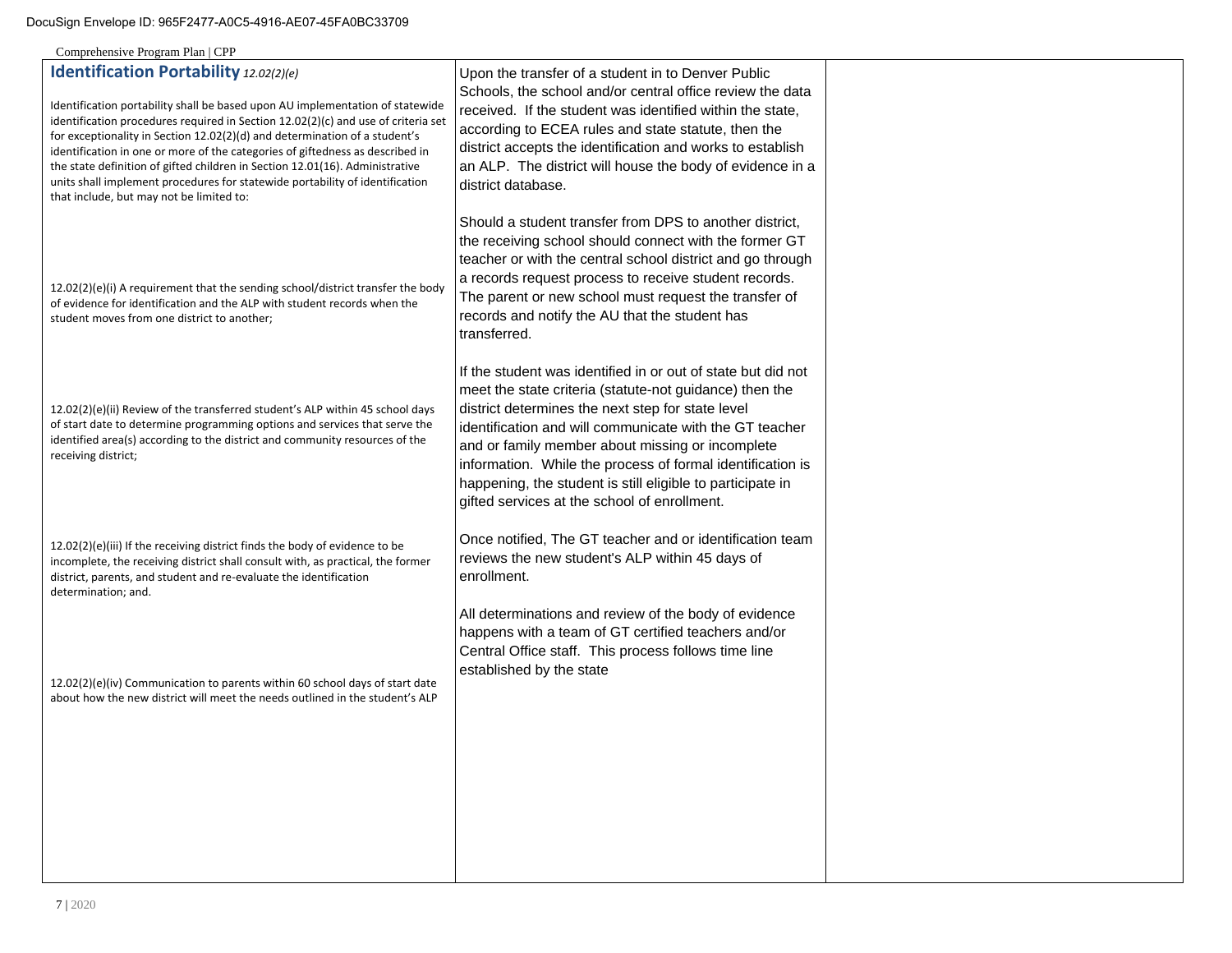| **Identification Portability** *12.02(2)(e)* | | |
|---|---|---|
| Identification portability shall be based upon AU implementation of statewide identification procedures required in Section 12.02(2)(c) and use of criteria set for exceptionality in Section 12.02(2)(d) and determination of a student's identification in one or more of the categories of giftedness as described in the state definition of gifted children in Section 12.01(16). Administrative units shall implement procedures for statewide portability of identification that include, but may not be limited to:<br><br>12.02(2)(e)(i) A requirement that the sending school/district transfer the body of evidence for identification and the ALP with student records when the student moves from one district to another;<br><br>12.02(2)(e)(ii) Review of the transferred student's ALP within 45 school days of start date to determine programming options and services that serve the identified area(s) according to the district and community resources of the receiving district;<br><br>12.02(2)(e)(iii) If the receiving district finds the body of evidence to be incomplete, the receiving district shall consult with, as practical, the former district, parents, and student and re-evaluate the identification determination; and.<br><br>12.02(2)(e)(iv) Communication to parents within 60 school days of start date about how the new district will meet the needs outlined in the student's ALP | Upon the transfer of a student in to Denver Public Schools, the school and/or central office review the data received. If the student was identified within the state, according to ECEA rules and state statute, then the district accepts the identification and works to establish an ALP. The district will house the body of evidence in a district database.<br><br>Should a student transfer from DPS to another district, the receiving school should connect with the former GT teacher or with the central school district and go through a records request process to receive student records. The parent or new school must request the transfer of records and notify the AU that the student has transferred.<br><br>If the student was identified in or out of state but did not meet the state criteria (statute-not guidance) then the district determines the next step for state level identification and will communicate with the GT teacher and or family member about missing or incomplete information. While the process of formal identification is happening, the student is still eligible to participate in gifted services at the school of enrollment.<br><br>Once notified, The GT teacher and or identification team reviews the new student's ALP within 45 days of enrollment.<br><br>All determinations and review of the body of evidence happens with a team of GT certified teachers and/or Central Office staff. This process follows time line established by the state | |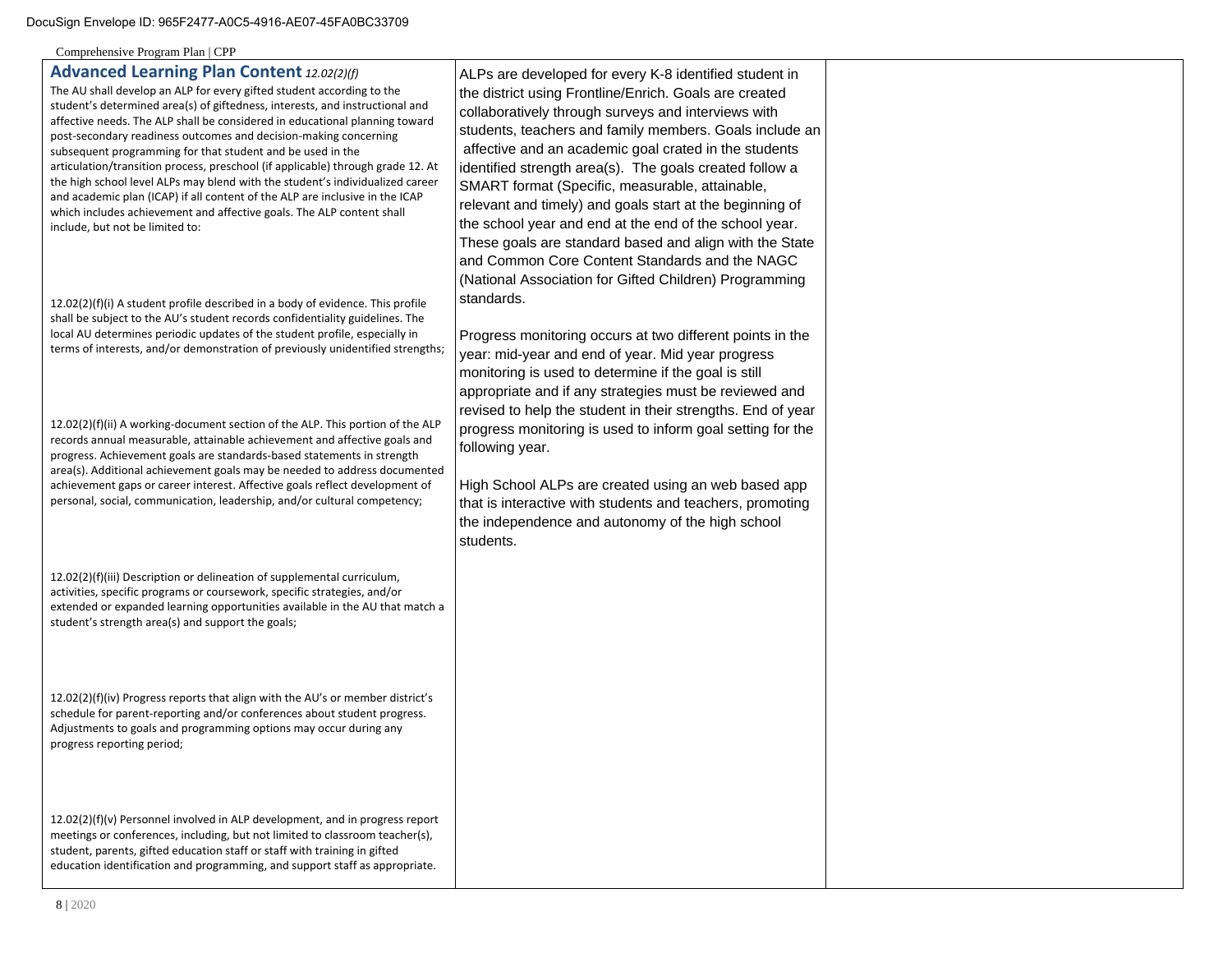| **Advanced Learning Plan Content** *12.02(2)(f)*<br>The AU shall develop an ALP for every gifted student according to the student's determined area(s) of giftedness, interests, and instructional and affective needs. The ALP shall be considered in educational planning toward post-secondary readiness outcomes and decision-making concerning subsequent programming for that student and be used in the articulation/transition process, preschool (if applicable) through grade 12. At the high school level ALPs may blend with the student's individualized career and academic plan (ICAP) if all content of the ALP are inclusive in the ICAP which includes achievement and affective goals. The ALP content shall include, but not be limited to:<br><br>12.02(2)(f)(i) A student profile described in a body of evidence. This profile shall be subject to the AU's student records confidentiality guidelines. The local AU determines periodic updates of the student profile, especially in terms of interests, and/or demonstration of previously unidentified strengths;<br><br>12.02(2)(f)(ii) A working-document section of the ALP. This portion of the ALP records annual measurable, attainable achievement and affective goals and progress. Achievement goals are standards-based statements in strength area(s). Additional achievement goals may be needed to address documented achievement gaps or career interest. Affective goals reflect development of personal, social, communication, leadership, and/or cultural competency;<br><br>12.02(2)(f)(iii) Description or delineation of supplemental curriculum, activities, specific programs or coursework, specific strategies, and/or extended or expanded learning opportunities available in the AU that match a student's strength area(s) and support the goals;<br><br>12.02(2)(f)(iv) Progress reports that align with the AU's or member district's schedule for parent-reporting and/or conferences about student progress. Adjustments to goals and programming options may occur during any progress reporting period;<br><br>12.02(2)(f)(v) Personnel involved in ALP development, and in progress report meetings or conferences, including, but not limited to classroom teacher(s), student, parents, gifted education staff or staff with training in gifted education identification and programming, and support staff as appropriate. | ALPs are developed for every K-8 identified student in the district using Frontline/Enrich. Goals are created collaboratively through surveys and interviews with students, teachers and family members. Goals include an affective and an academic goal crated in the students identified strength area(s). The goals created follow a SMART format (Specific, measurable, attainable, relevant and timely) and goals start at the beginning of the school year and end at the end of the school year. These goals are standard based and align with the State and Common Core Content Standards and the NAGC (National Association for Gifted Children) Programming standards.<br><br>Progress monitoring occurs at two different points in the year: mid-year and end of year. Mid year progress monitoring is used to determine if the goal is still appropriate and if any strategies must be reviewed and revised to help the student in their strengths. End of year progress monitoring is used to inform goal setting for the following year.<br><br>High School ALPs are created using an web based app that is interactive with students and teachers, promoting the independence and autonomy of the high school students. | |
|---|---|---|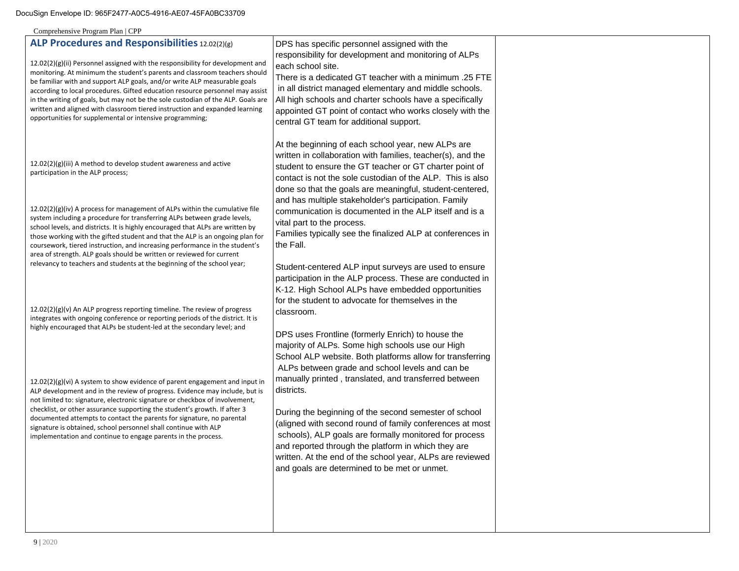| **ALP Procedures and Responsibilities** 12.02(2)(g) | | |
|---|---|---|
| 12.02(2)(g)(ii) Personnel assigned with the responsibility for development and monitoring. At minimum the student's parents and classroom teachers should be familiar with and support ALP goals, and/or write ALP measurable goals according to local procedures. Gifted education resource personnel may assist in the writing of goals, but may not be the sole custodian of the ALP. Goals are written and aligned with classroom tiered instruction and expanded learning opportunities for supplemental or intensive programming;<br><br>12.02(2)(g)(iii) A method to develop student awareness and active participation in the ALP process;<br><br>12.02(2)(g)(iv) A process for management of ALPs within the cumulative file system including a procedure for transferring ALPs between grade levels, school levels, and districts. It is highly encouraged that ALPs are written by those working with the gifted student and that the ALP is an ongoing plan for coursework, tiered instruction, and increasing performance in the student's area of strength. ALP goals should be written or reviewed for current relevancy to teachers and students at the beginning of the school year;<br><br>12.02(2)(g)(v) An ALP progress reporting timeline. The review of progress integrates with ongoing conference or reporting periods of the district. It is highly encouraged that ALPs be student-led at the secondary level; and<br><br>12.02(2)(g)(vi) A system to show evidence of parent engagement and input in ALP development and in the review of progress. Evidence may include, but is not limited to: signature, electronic signature or checkbox of involvement, checklist, or other assurance supporting the student's growth. If after 3 documented attempts to contact the parents for signature, no parental signature is obtained, school personnel shall continue with ALP implementation and continue to engage parents in the process. | DPS has specific personnel assigned with the responsibility for development and monitoring of ALPs each school site.<br>There is a dedicated GT teacher with a minimum .25 FTE in all district managed elementary and middle schools. All high schools and charter schools have a specifically appointed GT point of contact who works closely with the central GT team for additional support.<br><br>At the beginning of each school year, new ALPs are written in collaboration with families, teacher(s), and the student to ensure the GT teacher or GT charter point of contact is not the sole custodian of the ALP. This is also done so that the goals are meaningful, student-centered, and has multiple stakeholder's participation. Family communication is documented in the ALP itself and is a vital part to the process.<br>Families typically see the finalized ALP at conferences in the Fall.<br><br>Student-centered ALP input surveys are used to ensure participation in the ALP process. These are conducted in K-12. High School ALPs have embedded opportunities for the student to advocate for themselves in the classroom.<br><br>DPS uses Frontline (formerly Enrich) to house the majority of ALPs. Some high schools use our High School ALP website. Both platforms allow for transferring ALPs between grade and school levels and can be manually printed , translated, and transferred between districts.<br><br>During the beginning of the second semester of school (aligned with second round of family conferences at most schools), ALP goals are formally monitored for process and reported through the platform in which they are written. At the end of the school year, ALPs are reviewed and goals are determined to be met or unmet. | |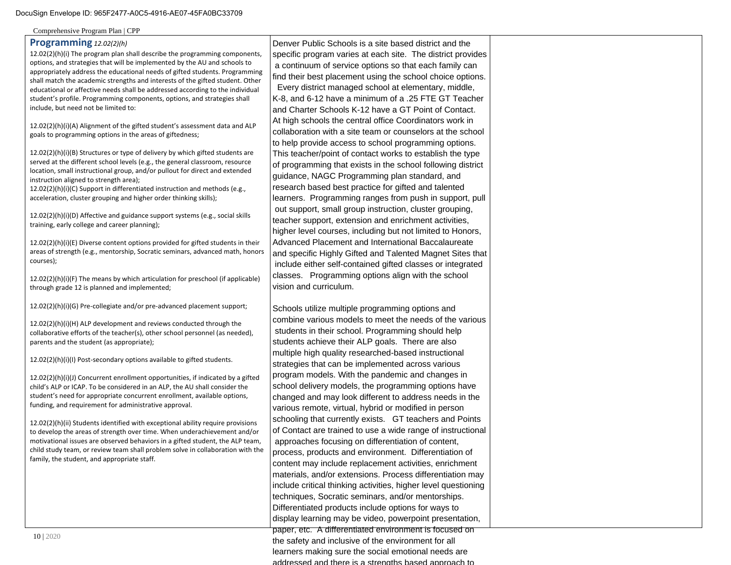## Programming *12.02(2)(h)*

| Requirement | Response | |
|---|---|---|
| 12.02(2)(h)(i) The program plan shall describe the programming components, options, and strategies that will be implemented by the AU and schools to appropriately address the educational needs of gifted students. Programming shall match the academic strengths and interests of the gifted student. Other educational or affective needs shall be addressed according to the individual student's profile. Programming components, options, and strategies shall include, but need not be limited to:<br><br>12.02(2)(h)(i)(A) Alignment of the gifted student's assessment data and ALP goals to programming options in the areas of giftedness;<br><br>12.02(2)(h)(i)(B) Structures or type of delivery by which gifted students are served at the different school levels (e.g., the general classroom, resource location, small instructional group, and/or pullout for direct and extended instruction aligned to strength area);<br>12.02(2)(h)(i)(C) Support in differentiated instruction and methods (e.g., acceleration, cluster grouping and higher order thinking skills);<br><br>12.02(2)(h)(i)(D) Affective and guidance support systems (e.g., social skills training, early college and career planning);<br><br>12.02(2)(h)(i)(E) Diverse content options provided for gifted students in their areas of strength (e.g., mentorship, Socratic seminars, advanced math, honors courses);<br><br>12.02(2)(h)(i)(F) The means by which articulation for preschool (if applicable) through grade 12 is planned and implemented;<br><br>12.02(2)(h)(i)(G) Pre-collegiate and/or pre-advanced placement support;<br><br>12.02(2)(h)(i)(H) ALP development and reviews conducted through the collaborative efforts of the teacher(s), other school personnel (as needed), parents and the student (as appropriate);<br><br>12.02(2)(h)(i)(I) Post-secondary options available to gifted students.<br><br>12.02(2)(h)(i)(J) Concurrent enrollment opportunities, if indicated by a gifted child's ALP or ICAP. To be considered in an ALP, the AU shall consider the student's need for appropriate concurrent enrollment, available options, funding, and requirement for administrative approval.<br><br>12.02(2)(h)(ii) Students identified with exceptional ability require provisions to develop the areas of strength over time. When underachievement and/or motivational issues are observed behaviors in a gifted student, the ALP team, child study team, or review team shall problem solve in collaboration with the family, the student, and appropriate staff. | Denver Public Schools is a site based district and the specific program varies at each site. The district provides a continuum of service options so that each family can find their best placement using the school choice options. Every district managed school at elementary, middle, K-8, and 6-12 have a minimum of a .25 FTE GT Teacher and Charter Schools K-12 have a GT Point of Contact. At high schools the central office Coordinators work in collaboration with a site team or counselors at the school to help provide access to school programming options. This teacher/point of contact works to establish the type of programming that exists in the school following district guidance, NAGC Programming plan standard, and research based best practice for gifted and talented learners. Programming ranges from push in support, pull out support, small group instruction, cluster grouping, teacher support, extension and enrichment activities, higher level courses, including but not limited to Honors, Advanced Placement and International Baccalaureate and specific Highly Gifted and Talented Magnet Sites that include either self-contained gifted classes or integrated classes. Programming options align with the school vision and curriculum.<br><br>Schools utilize multiple programming options and combine various models to meet the needs of the various students in their school. Programming should help students achieve their ALP goals. There are also multiple high quality researched-based instructional strategies that can be implemented across various program models. With the pandemic and changes in school delivery models, the programming options have changed and may look different to address needs in the various remote, virtual, hybrid or modified in person schooling that currently exists. GT teachers and Points of Contact are trained to use a wide range of instructional approaches focusing on differentiation of content, process, products and environment. Differentiation of content may include replacement activities, enrichment materials, and/or extensions. Process differentiation may include critical thinking activities, higher level questioning techniques, Socratic seminars, and/or mentorships. Differentiated products include options for ways to display learning may be video, powerpoint presentation, paper, etc. A differentiated environment is focused on the safety and inclusive of the environment for all learners making sure the social emotional needs are addressed and there is a strengths based approach to | |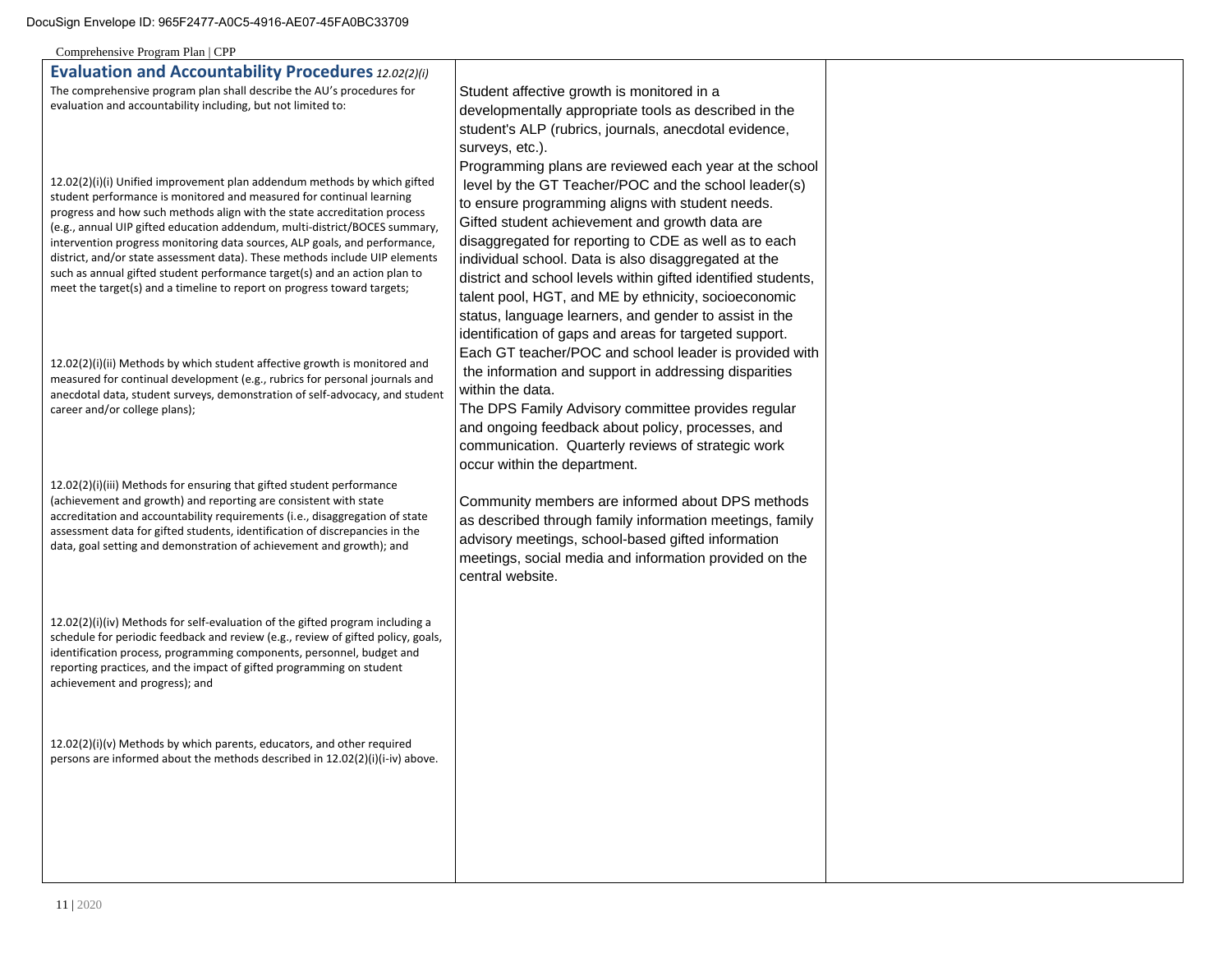DocuSign Envelope ID: 965F2477-A0C5-4916-AE07-45FA0BC33709

Comprehensive Program Plan | CPP

| **Evaluation and Accountability Procedures** *12.02(2)(i)* | | |
|---|---|---|
| The comprehensive program plan shall describe the AU's procedures for evaluation and accountability including, but not limited to:<br><br>12.02(2)(i)(i) Unified improvement plan addendum methods by which gifted student performance is monitored and measured for continual learning progress and how such methods align with the state accreditation process (e.g., annual UIP gifted education addendum, multi-district/BOCES summary, intervention progress monitoring data sources, ALP goals, and performance, district, and/or state assessment data). These methods include UIP elements such as annual gifted student performance target(s) and an action plan to meet the target(s) and a timeline to report on progress toward targets;<br><br>12.02(2)(i)(ii) Methods by which student affective growth is monitored and measured for continual development (e.g., rubrics for personal journals and anecdotal data, student surveys, demonstration of self-advocacy, and student career and/or college plans);<br><br>12.02(2)(i)(iii) Methods for ensuring that gifted student performance (achievement and growth) and reporting are consistent with state accreditation and accountability requirements (i.e., disaggregation of state assessment data for gifted students, identification of discrepancies in the data, goal setting and demonstration of achievement and growth); and<br><br>12.02(2)(i)(iv) Methods for self-evaluation of the gifted program including a schedule for periodic feedback and review (e.g., review of gifted policy, goals, identification process, programming components, personnel, budget and reporting practices, and the impact of gifted programming on student achievement and progress); and<br><br>12.02(2)(i)(v) Methods by which parents, educators, and other required persons are informed about the methods described in 12.02(2)(i)(i-iv) above. | Student affective growth is monitored in a developmentally appropriate tools as described in the student's ALP (rubrics, journals, anecdotal evidence, surveys, etc.).<br>Programming plans are reviewed each year at the school level by the GT Teacher/POC and the school leader(s) to ensure programming aligns with student needs.<br>Gifted student achievement and growth data are disaggregated for reporting to CDE as well as to each individual school. Data is also disaggregated at the district and school levels within gifted identified students, talent pool, HGT, and ME by ethnicity, socioeconomic status, language learners, and gender to assist in the identification of gaps and areas for targeted support. Each GT teacher/POC and school leader is provided with the information and support in addressing disparities within the data.<br>The DPS Family Advisory committee provides regular and ongoing feedback about policy, processes, and communication. Quarterly reviews of strategic work occur within the department.<br><br>Community members are informed about DPS methods as described through family information meetings, family advisory meetings, school-based gifted information meetings, social media and information provided on the central website. | |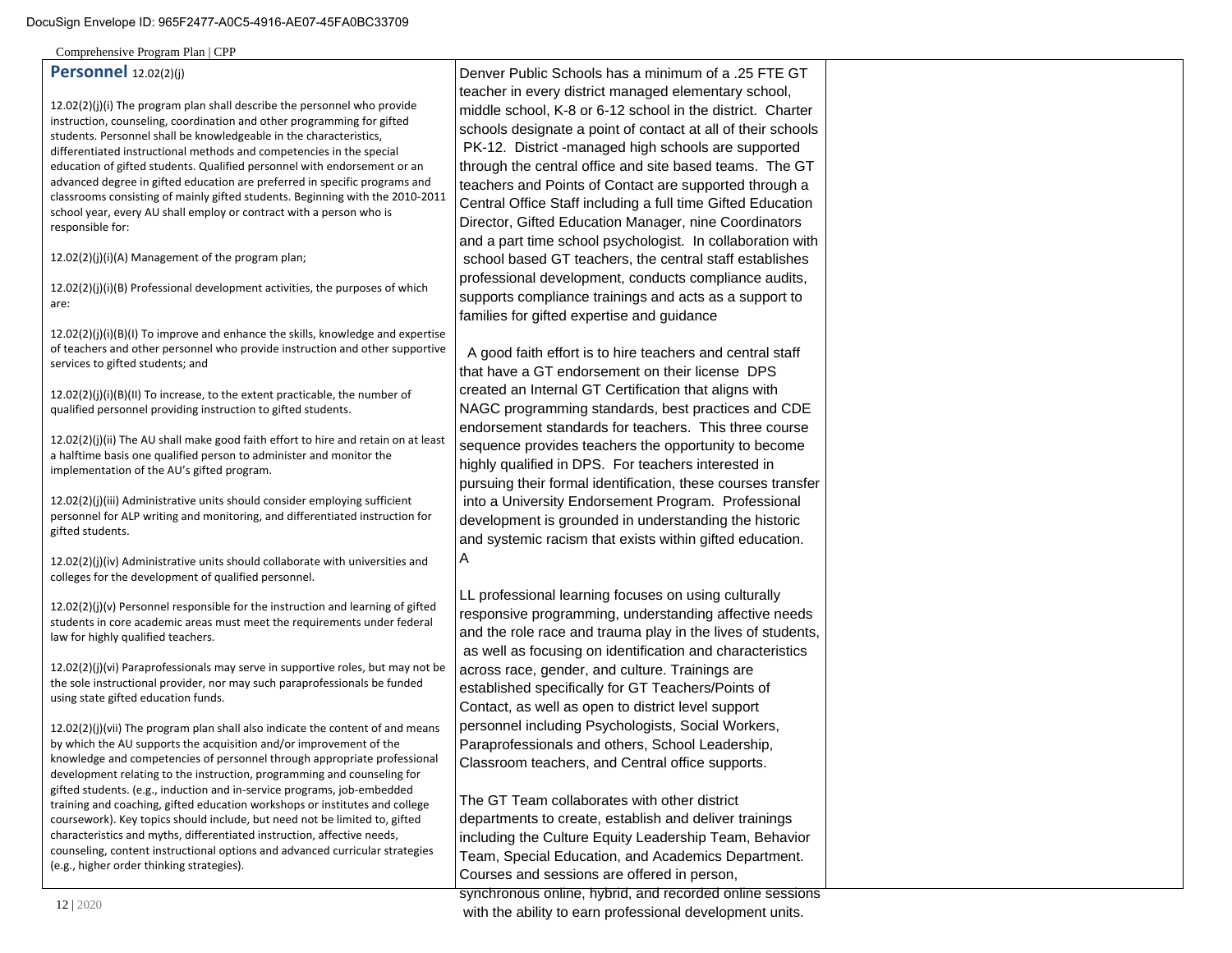## Personnel 12.02(2)(j)

| | | |
|---|---|---|
| 12.02(2)(j)(i) The program plan shall describe the personnel who provide instruction, counseling, coordination and other programming for gifted students. Personnel shall be knowledgeable in the characteristics, differentiated instructional methods and competencies in the special education of gifted students. Qualified personnel with endorsement or an advanced degree in gifted education are preferred in specific programs and classrooms consisting of mainly gifted students. Beginning with the 2010-2011 school year, every AU shall employ or contract with a person who is responsible for:<br><br>12.02(2)(j)(i)(A) Management of the program plan;<br><br>12.02(2)(j)(i)(B) Professional development activities, the purposes of which are:<br><br>12.02(2)(j)(i)(B)(I) To improve and enhance the skills, knowledge and expertise of teachers and other personnel who provide instruction and other supportive services to gifted students; and<br><br>12.02(2)(j)(i)(B)(II) To increase, to the extent practicable, the number of qualified personnel providing instruction to gifted students.<br><br>12.02(2)(j)(ii) The AU shall make good faith effort to hire and retain on at least a halftime basis one qualified person to administer and monitor the implementation of the AU's gifted program.<br><br>12.02(2)(j)(iii) Administrative units should consider employing sufficient personnel for ALP writing and monitoring, and differentiated instruction for gifted students.<br><br>12.02(2)(j)(iv) Administrative units should collaborate with universities and colleges for the development of qualified personnel.<br><br>12.02(2)(j)(v) Personnel responsible for the instruction and learning of gifted students in core academic areas must meet the requirements under federal law for highly qualified teachers.<br><br>12.02(2)(j)(vi) Paraprofessionals may serve in supportive roles, but may not be the sole instructional provider, nor may such paraprofessionals be funded using state gifted education funds.<br><br>12.02(2)(j)(vii) The program plan shall also indicate the content of and means by which the AU supports the acquisition and/or improvement of the knowledge and competencies of personnel through appropriate professional development relating to the instruction, programming and counseling for gifted students. (e.g., induction and in-service programs, job-embedded training and coaching, gifted education workshops or institutes and college coursework). Key topics should include, but need not be limited to, gifted characteristics and myths, differentiated instruction, affective needs, counseling, content instructional options and advanced curricular strategies (e.g., higher order thinking strategies). | Denver Public Schools has a minimum of a .25 FTE GT teacher in every district managed elementary school, middle school, K-8 or 6-12 school in the district. Charter schools designate a point of contact at all of their schools PK-12. District -managed high schools are supported through the central office and site based teams. The GT teachers and Points of Contact are supported through a Central Office Staff including a full time Gifted Education Director, Gifted Education Manager, nine Coordinators and a part time school psychologist. In collaboration with school based GT teachers, the central staff establishes professional development, conducts compliance audits, supports compliance trainings and acts as a support to families for gifted expertise and guidance<br><br>A good faith effort is to hire teachers and central staff that have a GT endorsement on their license DPS created an Internal GT Certification that aligns with NAGC programming standards, best practices and CDE endorsement standards for teachers. This three course sequence provides teachers the opportunity to become highly qualified in DPS. For teachers interested in pursuing their formal identification, these courses transfer into a University Endorsement Program. Professional development is grounded in understanding the historic and systemic racism that exists within gifted education. A<br><br>LL professional learning focuses on using culturally responsive programming, understanding affective needs and the role race and trauma play in the lives of students, as well as focusing on identification and characteristics across race, gender, and culture. Trainings are established specifically for GT Teachers/Points of Contact, as well as open to district level support personnel including Psychologists, Social Workers, Paraprofessionals and others, School Leadership, Classroom teachers, and Central office supports.<br><br>The GT Team collaborates with other district departments to create, establish and deliver trainings including the Culture Equity Leadership Team, Behavior Team, Special Education, and Academics Department. Courses and sessions are offered in person, synchronous online, hybrid, and recorded online sessions with the ability to earn professional development units. | |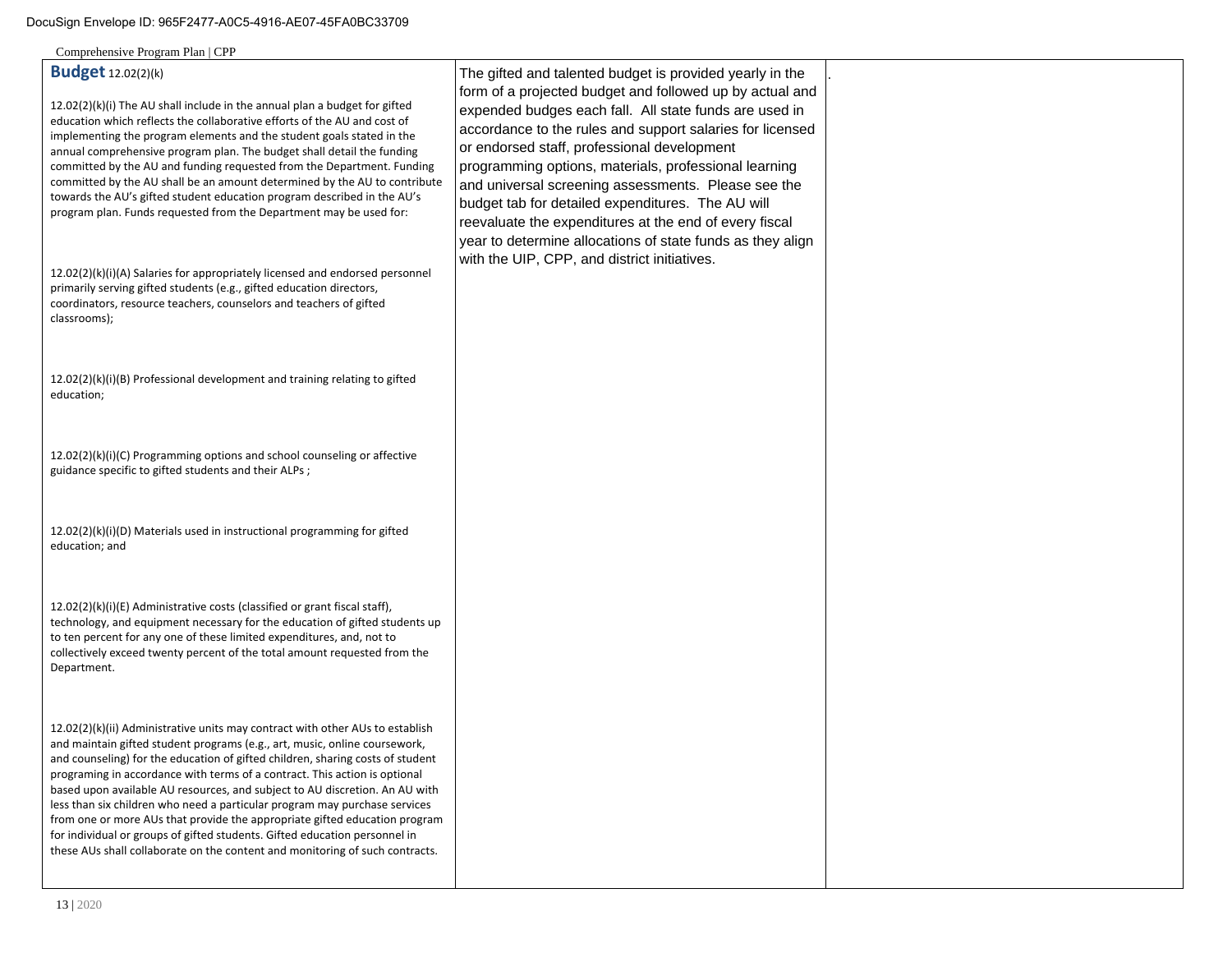| **Budget** 12.02(2)(k) | | |
|---|---|---|
| 12.02(2)(k)(i) The AU shall include in the annual plan a budget for gifted education which reflects the collaborative efforts of the AU and cost of implementing the program elements and the student goals stated in the annual comprehensive program plan. The budget shall detail the funding committed by the AU and funding requested from the Department. Funding committed by the AU shall be an amount determined by the AU to contribute towards the AU's gifted student education program described in the AU's program plan. Funds requested from the Department may be used for:<br><br>12.02(2)(k)(i)(A) Salaries for appropriately licensed and endorsed personnel primarily serving gifted students (e.g., gifted education directors, coordinators, resource teachers, counselors and teachers of gifted classrooms);<br><br>12.02(2)(k)(i)(B) Professional development and training relating to gifted education;<br><br>12.02(2)(k)(i)(C) Programming options and school counseling or affective guidance specific to gifted students and their ALPs ;<br><br>12.02(2)(k)(i)(D) Materials used in instructional programming for gifted education; and<br><br>12.02(2)(k)(i)(E) Administrative costs (classified or grant fiscal staff), technology, and equipment necessary for the education of gifted students up to ten percent for any one of these limited expenditures, and, not to collectively exceed twenty percent of the total amount requested from the Department.<br><br>12.02(2)(k)(ii) Administrative units may contract with other AUs to establish and maintain gifted student programs (e.g., art, music, online coursework, and counseling) for the education of gifted children, sharing costs of student programing in accordance with terms of a contract. This action is optional based upon available AU resources, and subject to AU discretion. An AU with less than six children who need a particular program may purchase services from one or more AUs that provide the appropriate gifted education program for individual or groups of gifted students. Gifted education personnel in these AUs shall collaborate on the content and monitoring of such contracts. | The gifted and talented budget is provided yearly in the form of a projected budget and followed up by actual and expended budges each fall. All state funds are used in accordance to the rules and support salaries for licensed or endorsed staff, professional development programming options, materials, professional learning and universal screening assessments. Please see the budget tab for detailed expenditures. The AU will reevaluate the expenditures at the end of every fiscal year to determine allocations of state funds as they align with the UIP, CPP, and district initiatives. | . |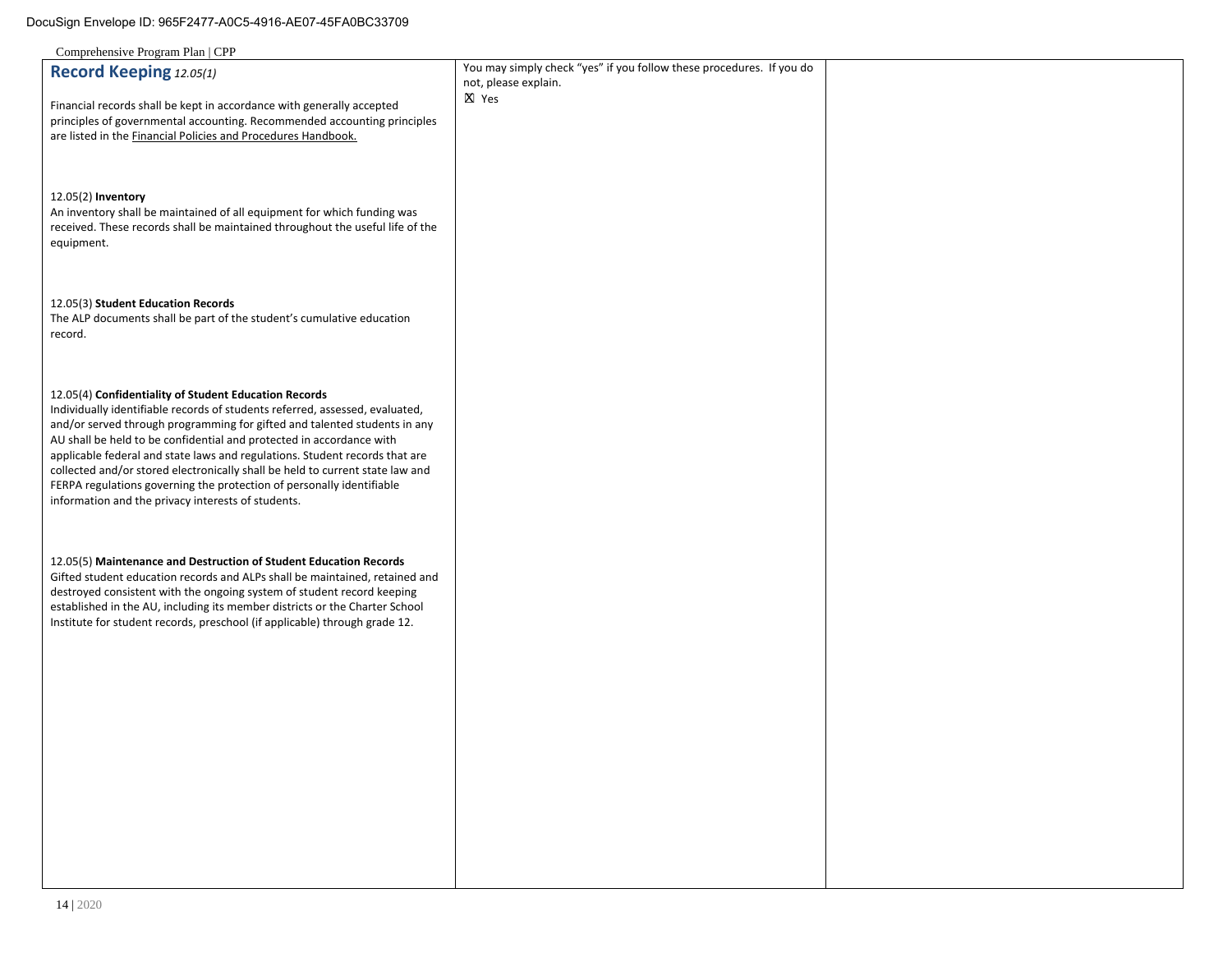| **Record Keeping** *12.05(1)*<br><br>Financial records shall be kept in accordance with generally accepted principles of governmental accounting. Recommended accounting principles are listed in the Financial Policies and Procedures Handbook.<br><br>12.05(2) **Inventory**<br>An inventory shall be maintained of all equipment for which funding was received. These records shall be maintained throughout the useful life of the equipment.<br><br>12.05(3) **Student Education Records**<br>The ALP documents shall be part of the student's cumulative education record.<br><br>12.05(4) **Confidentiality of Student Education Records**<br>Individually identifiable records of students referred, assessed, evaluated, and/or served through programming for gifted and talented students in any AU shall be held to be confidential and protected in accordance with applicable federal and state laws and regulations. Student records that are collected and/or stored electronically shall be held to current state law and FERPA regulations governing the protection of personally identifiable information and the privacy interests of students.<br><br>12.05(5) **Maintenance and Destruction of Student Education Records**<br>Gifted student education records and ALPs shall be maintained, retained and destroyed consistent with the ongoing system of student record keeping established in the AU, including its member districts or the Charter School Institute for student records, preschool (if applicable) through grade 12. | You may simply check "yes" if you follow these procedures. If you do not, please explain.<br>☒ Yes | |
|---|---|---|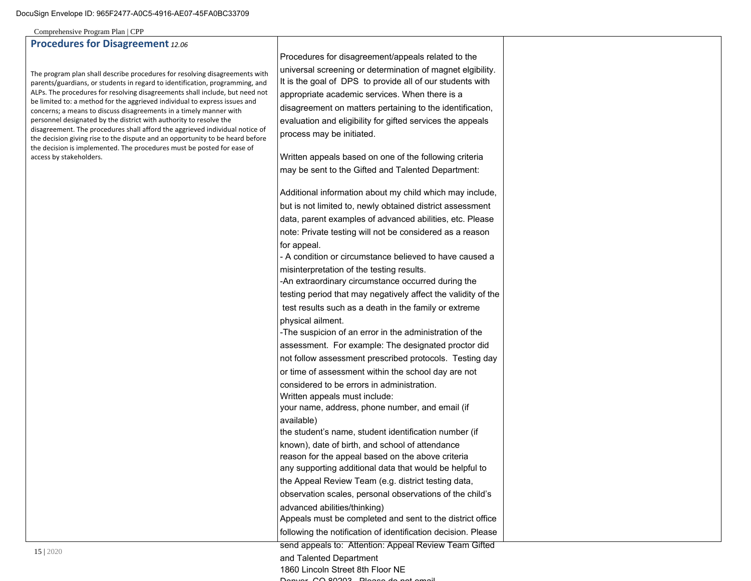| **Procedures for Disagreement** *12.06* | | |
|---|---|---|
| The program plan shall describe procedures for resolving disagreements with parents/guardians, or students in regard to identification, programming, and ALPs. The procedures for resolving disagreements shall include, but need not be limited to: a method for the aggrieved individual to express issues and concerns; a means to discuss disagreements in a timely manner with personnel designated by the district with authority to resolve the disagreement. The procedures shall afford the aggrieved individual notice of the decision giving rise to the dispute and an opportunity to be heard before the decision is implemented. The procedures must be posted for ease of access by stakeholders. | Procedures for disagreement/appeals related to the universal screening or determination of magnet elgibility. It is the goal of DPS to provide all of our students with appropriate academic services. When there is a disagreement on matters pertaining to the identification, evaluation and eligibility for gifted services the appeals process may be initiated.<br><br>Written appeals based on one of the following criteria may be sent to the Gifted and Talented Department:<br><br>Additional information about my child which may include, but is not limited to, newly obtained district assessment data, parent examples of advanced abilities, etc. Please note: Private testing will not be considered as a reason for appeal.<br>- A condition or circumstance believed to have caused a misinterpretation of the testing results.<br>-An extraordinary circumstance occurred during the testing period that may negatively affect the validity of the test results such as a death in the family or extreme physical ailment.<br>-The suspicion of an error in the administration of the assessment. For example: The designated proctor did not follow assessment prescribed protocols. Testing day or time of assessment within the school day are not considered to be errors in administration.<br>Written appeals must include:<br>your name, address, phone number, and email (if available)<br>the student's name, student identification number (if known), date of birth, and school of attendance<br>reason for the appeal based on the above criteria<br>any supporting additional data that would be helpful to the Appeal Review Team (e.g. district testing data, observation scales, personal observations of the child's advanced abilities/thinking)<br>Appeals must be completed and sent to the district office following the notification of identification decision. Please send appeals to: Attention: Appeal Review Team Gifted and Talented Department<br>1860 Lincoln Street 8th Floor NE<br>Denver, CO 80203 Please do not email | |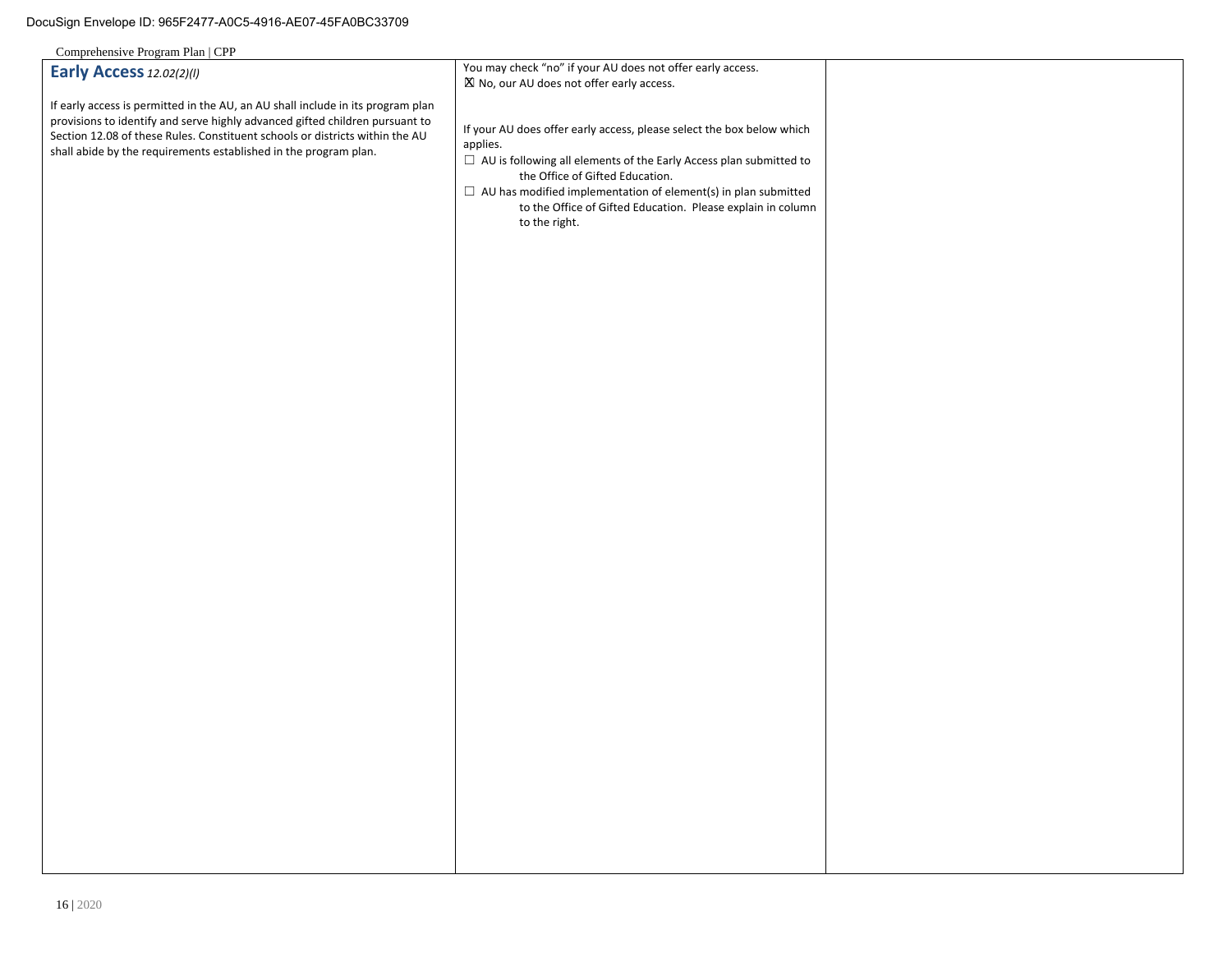| | | |
|---|---|---|
| **Early Access** *12.02(2)(l)*<br><br>If early access is permitted in the AU, an AU shall include in its program plan provisions to identify and serve highly advanced gifted children pursuant to Section 12.08 of these Rules. Constituent schools or districts within the AU shall abide by the requirements established in the program plan. | You may check "no" if your AU does not offer early access.<br>☒ No, our AU does not offer early access.<br><br>If your AU does offer early access, please select the box below which applies.<br>☐ AU is following all elements of the Early Access plan submitted to the Office of Gifted Education.<br>☐ AU has modified implementation of element(s) in plan submitted to the Office of Gifted Education. Please explain in column to the right. | |